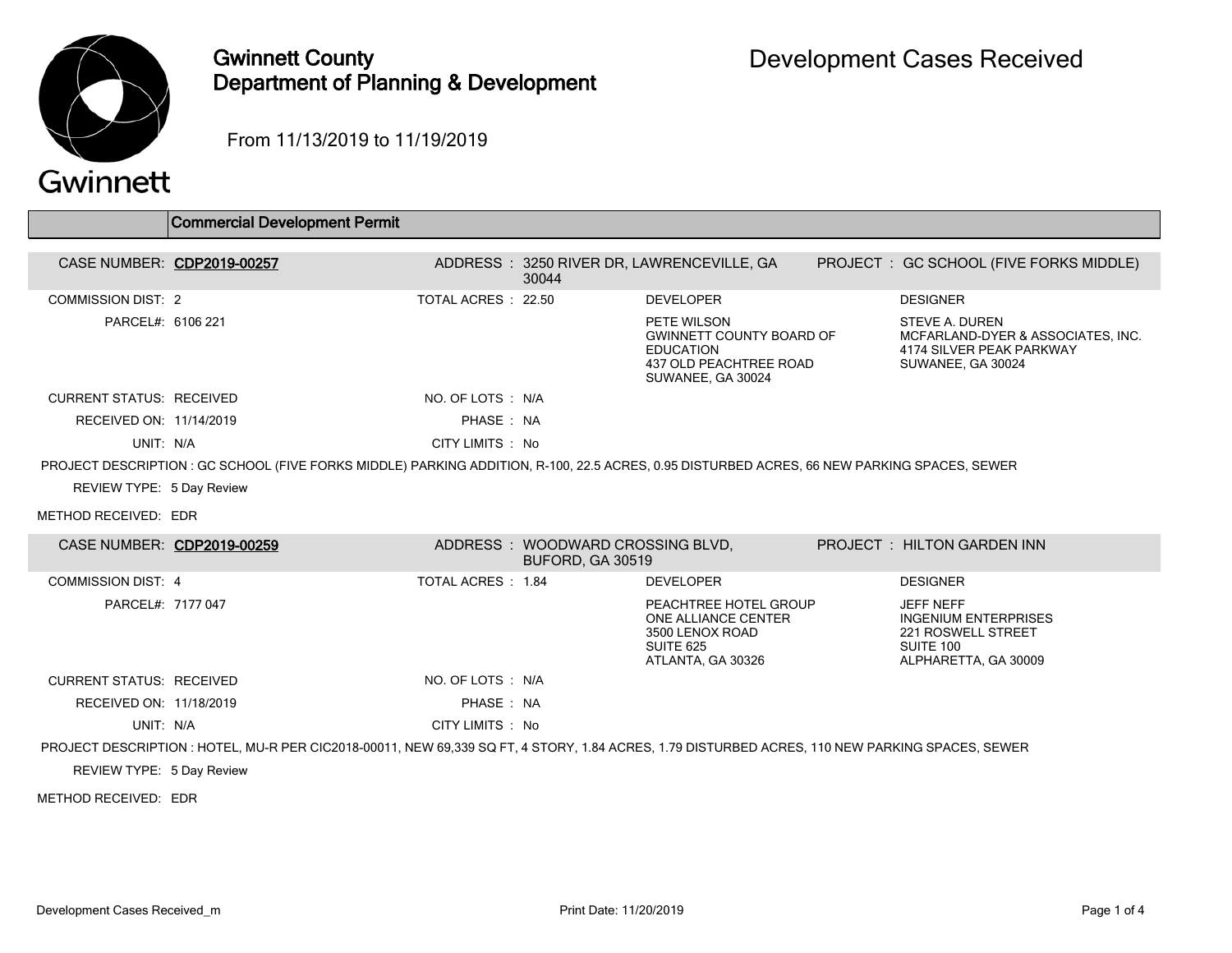# Gwinnett County Department of Planning & Development

# Development Cases Received

From 11/13/2019 to 11/19/2019

## Commercial Development Permit

**CASE NUMBER:** CDP2019-00257
**ADDRESS:** 3250 RIVER DR, LAWRENCEVILLE, GA 30044
**PROJECT:** GC SCHOOL (FIVE FORKS MIDDLE)

COMMISSION DIST: 2
TOTAL ACRES: 22.50
PARCEL#: 6106 221

**DEVELOPER**
PETE WILSON
GWINNETT COUNTY BOARD OF EDUCATION
437 OLD PEACHTREE ROAD
SUWANEE, GA 30024

**DESIGNER**
STEVE A. DUREN
MCFARLAND-DYER & ASSOCIATES, INC.
4174 SILVER PEAK PARKWAY
SUWANEE, GA 30024

CURRENT STATUS: RECEIVED
NO. OF LOTS: N/A
RECEIVED ON: 11/14/2019
PHASE: NA
UNIT: N/A
CITY LIMITS: No

PROJECT DESCRIPTION : GC SCHOOL (FIVE FORKS MIDDLE) PARKING ADDITION, R-100, 22.5 ACRES, 0.95 DISTURBED ACRES, 66 NEW PARKING SPACES, SEWER

REVIEW TYPE: 5 Day Review

METHOD RECEIVED: EDR

---

**CASE NUMBER:** CDP2019-00259
**ADDRESS:** WOODWARD CROSSING BLVD, BUFORD, GA 30519
**PROJECT:** HILTON GARDEN INN

COMMISSION DIST: 4
TOTAL ACRES: 1.84
PARCEL#: 7177 047

**DEVELOPER**
PEACHTREE HOTEL GROUP
ONE ALLIANCE CENTER
3500 LENOX ROAD
SUITE 625
ATLANTA, GA 30326

**DESIGNER**
JEFF NEFF
INGENIUM ENTERPRISES
221 ROSWELL STREET
SUITE 100
ALPHARETTA, GA 30009

CURRENT STATUS: RECEIVED
NO. OF LOTS: N/A
RECEIVED ON: 11/18/2019
PHASE: NA
UNIT: N/A
CITY LIMITS: No

PROJECT DESCRIPTION : HOTEL, MU-R PER CIC2018-00011, NEW 69,339 SQ FT, 4 STORY, 1.84 ACRES, 1.79 DISTURBED ACRES, 110 NEW PARKING SPACES, SEWER

REVIEW TYPE: 5 Day Review

METHOD RECEIVED: EDR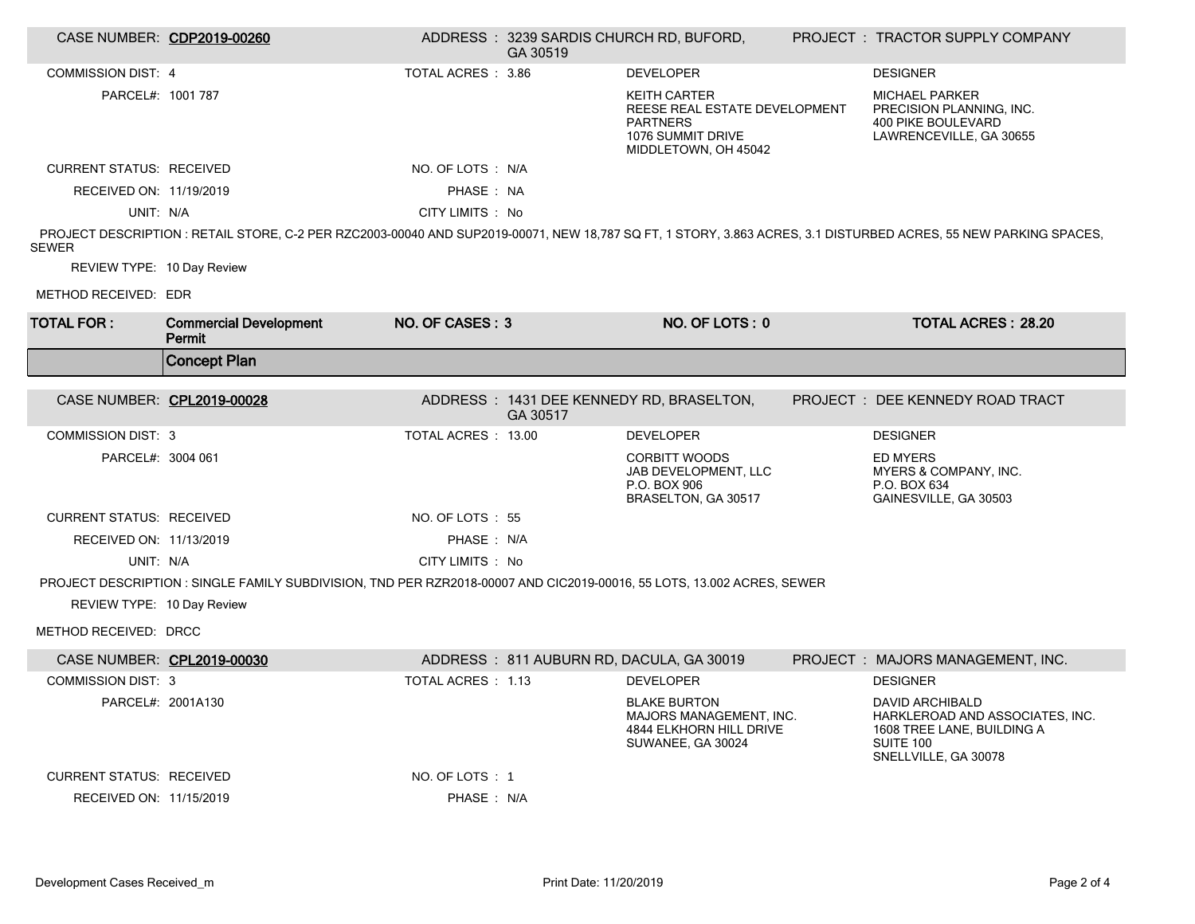| CASE NUMBER: | CDP2019-00260 | ADDRESS : | 3239 SARDIS CHURCH RD, BUFORD, GA 30519 | PROJECT : | TRACTOR SUPPLY COMPANY |
|---|---|---|---|---|---|
| COMMISSION DIST: | 4 | TOTAL ACRES : | 3.86 | DEVELOPER | DESIGNER |
| PARCEL#: | 1001 787 | | | KEITH CARTER<br>REESE REAL ESTATE DEVELOPMENT PARTNERS<br>1076 SUMMIT DRIVE<br>MIDDLETOWN, OH 45042 | MICHAEL PARKER<br>PRECISION PLANNING, INC.<br>400 PIKE BOULEVARD<br>LAWRENCEVILLE, GA 30655 |
| CURRENT STATUS: | RECEIVED | NO. OF LOTS : | N/A | | |
| RECEIVED ON: | 11/19/2019 | PHASE : | NA | | |
| UNIT: | N/A | CITY LIMITS : | No | | |

PROJECT DESCRIPTION : RETAIL STORE, C-2 PER RZC2003-00040 AND SUP2019-00071, NEW 18,787 SQ FT, 1 STORY, 3.863 ACRES, 3.1 DISTURBED ACRES, 55 NEW PARKING SPACES, SEWER

REVIEW TYPE: 10 Day Review

METHOD RECEIVED: EDR

| TOTAL FOR : | Commercial Development Permit | NO. OF CASES : 3 | NO. OF LOTS : 0 | TOTAL ACRES : 28.20 |
|---|---|---|---|---|

## Concept Plan

| CASE NUMBER: | CPL2019-00028 | ADDRESS : | 1431 DEE KENNEDY RD, BRASELTON, GA 30517 | PROJECT : | DEE KENNEDY ROAD TRACT |
|---|---|---|---|---|---|
| COMMISSION DIST: | 3 | TOTAL ACRES : | 13.00 | DEVELOPER | DESIGNER |
| PARCEL#: | 3004 061 | | | CORBITT WOODS<br>JAB DEVELOPMENT, LLC<br>P.O. BOX 906<br>BRASELTON, GA 30517 | ED MYERS<br>MYERS & COMPANY, INC.<br>P.O. BOX 634<br>GAINESVILLE, GA 30503 |
| CURRENT STATUS: | RECEIVED | NO. OF LOTS : | 55 | | |
| RECEIVED ON: | 11/13/2019 | PHASE : | N/A | | |
| UNIT: | N/A | CITY LIMITS : | No | | |

PROJECT DESCRIPTION : SINGLE FAMILY SUBDIVISION, TND PER RZR2018-00007 AND CIC2019-00016, 55 LOTS, 13.002 ACRES, SEWER

REVIEW TYPE: 10 Day Review

METHOD RECEIVED: DRCC

| CASE NUMBER: | CPL2019-00030 | ADDRESS : | 811 AUBURN RD, DACULA, GA 30019 | PROJECT : | MAJORS MANAGEMENT, INC. |
|---|---|---|---|---|---|
| COMMISSION DIST: | 3 | TOTAL ACRES : | 1.13 | DEVELOPER | DESIGNER |
| PARCEL#: | 2001A130 | | | BLAKE BURTON<br>MAJORS MANAGEMENT, INC.<br>4844 ELKHORN HILL DRIVE<br>SUWANEE, GA 30024 | DAVID ARCHIBALD<br>HARKLEROAD AND ASSOCIATES, INC.<br>1608 TREE LANE, BUILDING A<br>SUITE 100<br>SNELLVILLE, GA 30078 |
| CURRENT STATUS: | RECEIVED | NO. OF LOTS : | 1 | | |
| RECEIVED ON: | 11/15/2019 | PHASE : | N/A | | |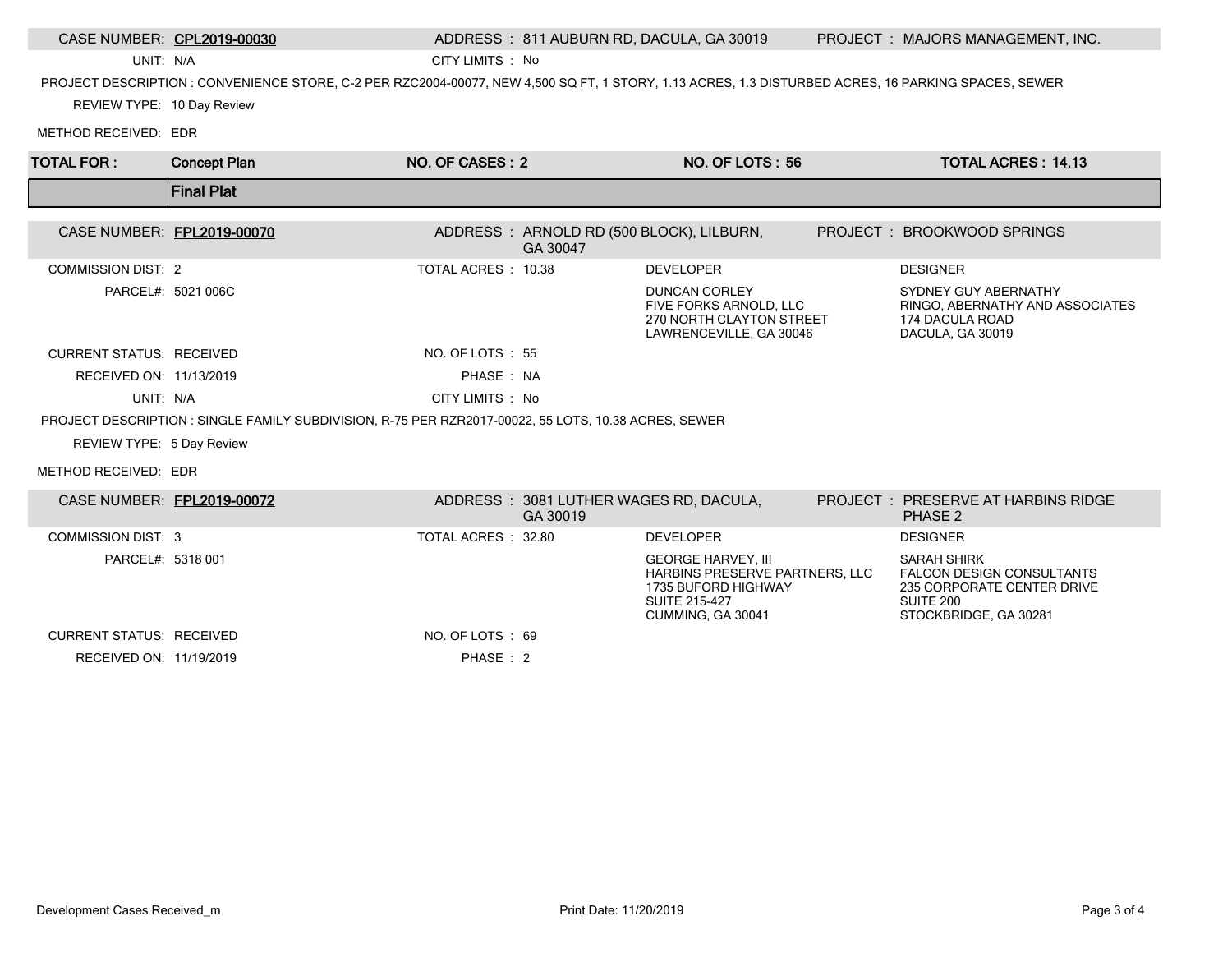**CASE NUMBER:** CPL2019-00030 | **ADDRESS:** 811 AUBURN RD, DACULA, GA 30019 | **PROJECT:** MAJORS MANAGEMENT, INC.

UNIT: N/A

CITY LIMITS : No

PROJECT DESCRIPTION : CONVENIENCE STORE, C-2 PER RZC2004-00077, NEW 4,500 SQ FT, 1 STORY, 1.13 ACRES, 1.3 DISTURBED ACRES, 16 PARKING SPACES, SEWER

REVIEW TYPE: 10 Day Review

METHOD RECEIVED: EDR

| TOTAL FOR : | Concept Plan | NO. OF CASES : 2 | NO. OF LOTS : 56 | TOTAL ACRES : 14.13 |
|---|---|---|---|---|

## Final Plat

**CASE NUMBER:** FPL2019-00070 | **ADDRESS:** ARNOLD RD (500 BLOCK), LILBURN, GA 30047 | **PROJECT:** BROOKWOOD SPRINGS

| | | | DEVELOPER | DESIGNER |
|---|---|---|---|---|
| COMMISSION DIST: 2 | TOTAL ACRES : 10.38 | | DUNCAN CORLEY<br>FIVE FORKS ARNOLD, LLC<br>270 NORTH CLAYTON STREET<br>LAWRENCEVILLE, GA 30046 | SYDNEY GUY ABERNATHY<br>RINGO, ABERNATHY AND ASSOCIATES<br>174 DACULA ROAD<br>DACULA, GA 30019 |
| PARCEL#: 5021 006C | | | | |
| CURRENT STATUS: RECEIVED | NO. OF LOTS : 55 | | | |
| RECEIVED ON: 11/13/2019 | PHASE : NA | | | |
| UNIT: N/A | CITY LIMITS : No | | | |

PROJECT DESCRIPTION : SINGLE FAMILY SUBDIVISION, R-75 PER RZR2017-00022, 55 LOTS, 10.38 ACRES, SEWER

REVIEW TYPE: 5 Day Review

METHOD RECEIVED: EDR

**CASE NUMBER:** FPL2019-00072 | **ADDRESS:** 3081 LUTHER WAGES RD, DACULA, GA 30019 | **PROJECT:** PRESERVE AT HARBINS RIDGE PHASE 2

| | | | DEVELOPER | DESIGNER |
|---|---|---|---|---|
| COMMISSION DIST: 3 | TOTAL ACRES : 32.80 | | GEORGE HARVEY, III<br>HARBINS PRESERVE PARTNERS, LLC<br>1735 BUFORD HIGHWAY<br>SUITE 215-427<br>CUMMING, GA 30041 | SARAH SHIRK<br>FALCON DESIGN CONSULTANTS<br>235 CORPORATE CENTER DRIVE<br>SUITE 200<br>STOCKBRIDGE, GA 30281 |
| PARCEL#: 5318 001 | | | | |
| CURRENT STATUS: RECEIVED | NO. OF LOTS : 69 | | | |
| RECEIVED ON: 11/19/2019 | PHASE : 2 | | | |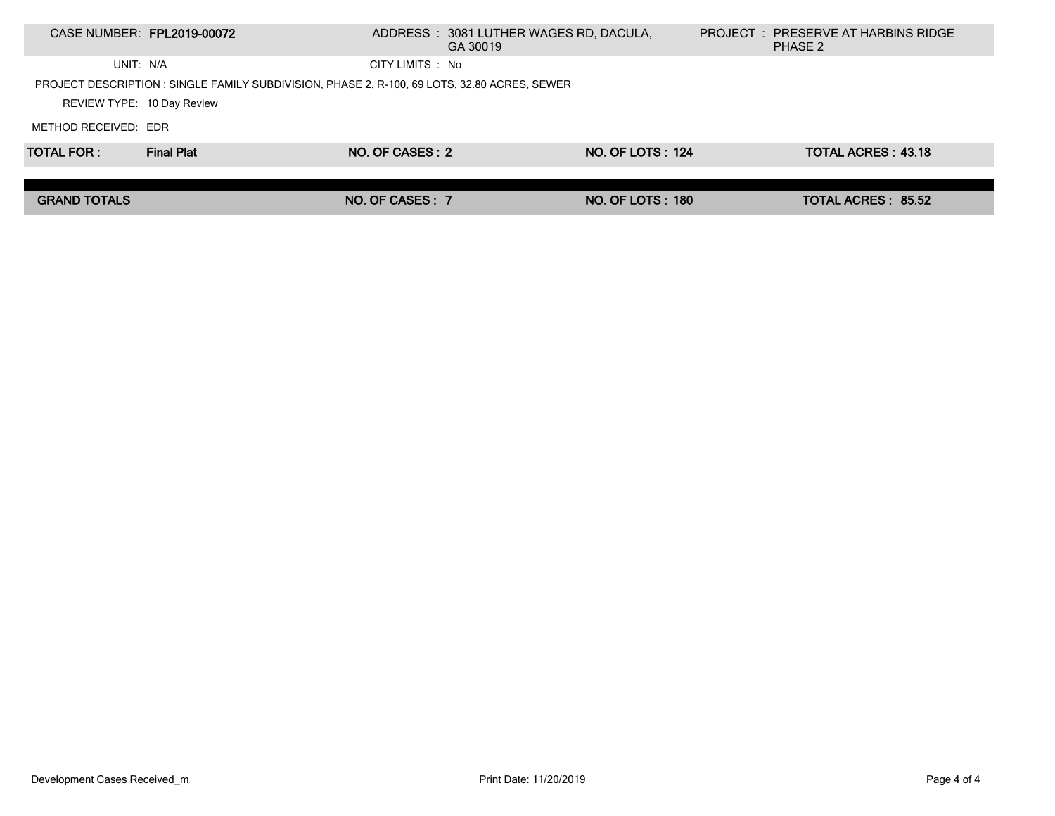| CASE NUMBER: | **FPL2019-00072** | ADDRESS : | 3081 LUTHER WAGES RD, DACULA, GA 30019 | PROJECT : | PRESERVE AT HARBINS RIDGE PHASE 2 |
|---|---|---|---|---|---|
| UNIT: | N/A | CITY LIMITS : | No | | |

PROJECT DESCRIPTION : SINGLE FAMILY SUBDIVISION, PHASE 2, R-100, 69 LOTS, 32.80 ACRES, SEWER

REVIEW TYPE: 10 Day Review

METHOD RECEIVED: EDR

| **TOTAL FOR :** | **Final Plat** | **NO. OF CASES : 2** | **NO. OF LOTS : 124** | **TOTAL ACRES : 43.18** |
|---|---|---|---|---|

| **GRAND TOTALS** | **NO. OF CASES : 7** | **NO. OF LOTS : 180** | **TOTAL ACRES : 85.52** |
|---|---|---|---|

Development Cases Received_m

Print Date: 11/20/2019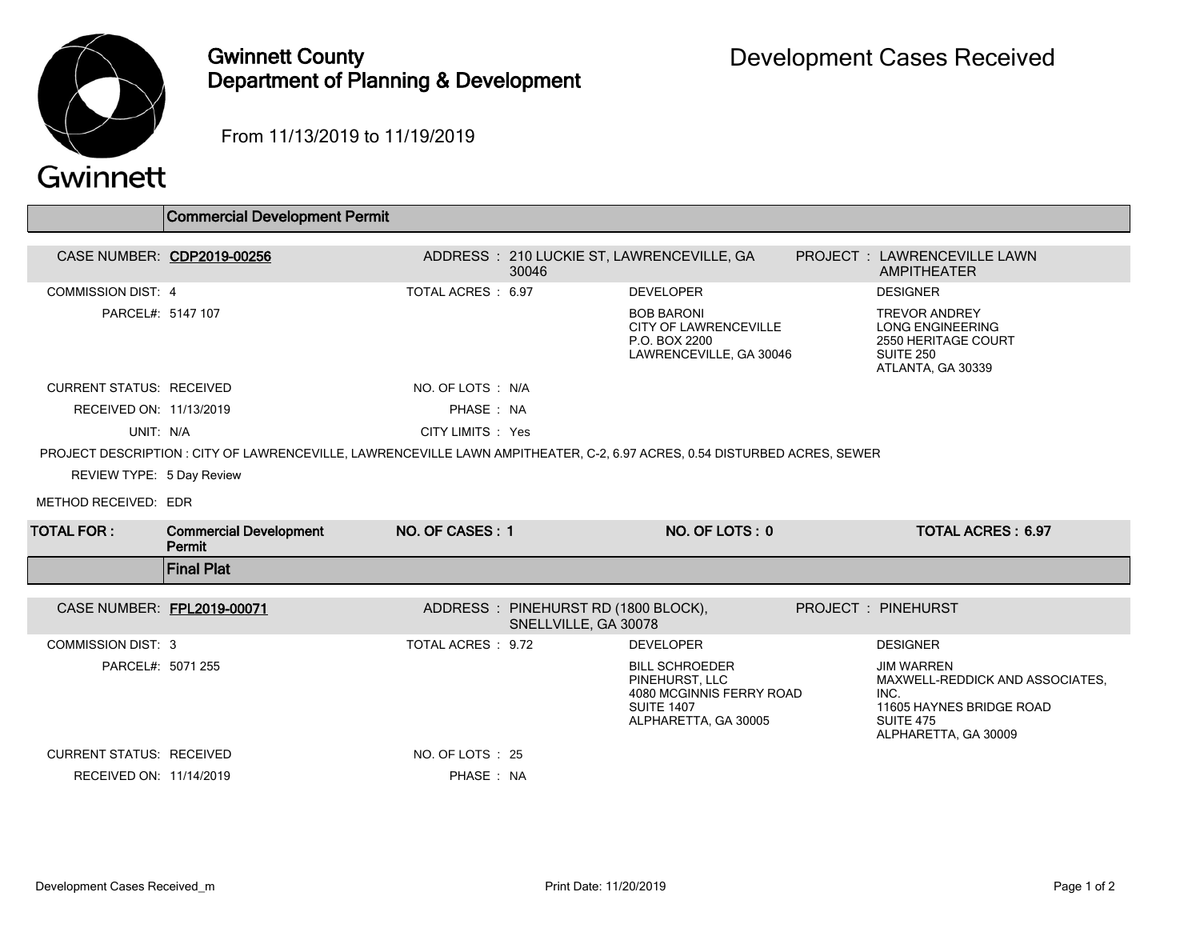# Gwinnett County Department of Planning & Development

## Development Cases Received

From 11/13/2019 to 11/19/2019

## Commercial Development Permit

**CASE NUMBER:** CDP2019-00256

**ADDRESS:** 210 LUCKIE ST, LAWRENCEVILLE, GA 30046

**PROJECT:** LAWRENCEVILLE LAWN AMPITHEATER

**COMMISSION DIST:** 4

**TOTAL ACRES:** 6.97

**PARCEL#:** 5147 107

**DEVELOPER**
BOB BARONI
CITY OF LAWRENCEVILLE
P.O. BOX 2200
LAWRENCEVILLE, GA 30046

**DESIGNER**
TREVOR ANDREY
LONG ENGINEERING
2550 HERITAGE COURT
SUITE 250
ATLANTA, GA 30339

**CURRENT STATUS:** RECEIVED

**NO. OF LOTS:** N/A

**RECEIVED ON:** 11/13/2019

**PHASE:** NA

**UNIT:** N/A

**CITY LIMITS:** Yes

**PROJECT DESCRIPTION:** CITY OF LAWRENCEVILLE, LAWRENCEVILLE LAWN AMPITHEATER, C-2, 6.97 ACRES, 0.54 DISTURBED ACRES, SEWER

**REVIEW TYPE:** 5 Day Review

**METHOD RECEIVED:** EDR

| TOTAL FOR: | Commercial Development Permit | NO. OF CASES: 1 | NO. OF LOTS: 0 | TOTAL ACRES: 6.97 |
|---|---|---|---|---|

## Final Plat

**CASE NUMBER:** FPL2019-00071

**ADDRESS:** PINEHURST RD (1800 BLOCK), SNELLVILLE, GA 30078

**PROJECT:** PINEHURST

**COMMISSION DIST:** 3

**TOTAL ACRES:** 9.72

**PARCEL#:** 5071 255

**DEVELOPER**
BILL SCHROEDER
PINEHURST, LLC
4080 MCGINNIS FERRY ROAD
SUITE 1407
ALPHARETTA, GA 30005

**DESIGNER**
JIM WARREN
MAXWELL-REDDICK AND ASSOCIATES, INC.
11605 HAYNES BRIDGE ROAD
SUITE 475
ALPHARETTA, GA 30009

**CURRENT STATUS:** RECEIVED

**NO. OF LOTS:** 25

**RECEIVED ON:** 11/14/2019

**PHASE:** NA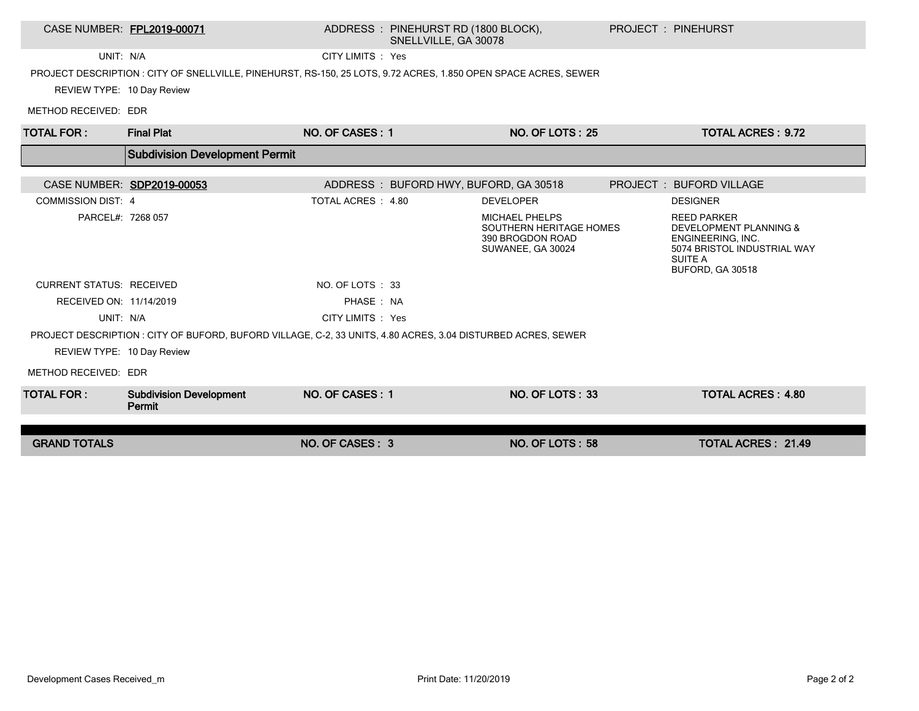CASE NUMBER: **FPL2019-00071** | ADDRESS : PINEHURST RD (1800 BLOCK), SNELLVILLE, GA 30078 | PROJECT : PINEHURST

UNIT: N/A | CITY LIMITS : Yes

PROJECT DESCRIPTION : CITY OF SNELLVILLE, PINEHURST, RS-150, 25 LOTS, 9.72 ACRES, 1.850 OPEN SPACE ACRES, SEWER

REVIEW TYPE: 10 Day Review

METHOD RECEIVED: EDR

| TOTAL FOR : | Final Plat | NO. OF CASES : 1 | NO. OF LOTS : 25 | TOTAL ACRES : 9.72 |
|---|---|---|---|---|

## Subdivision Development Permit

CASE NUMBER: **SDP2019-00053** | ADDRESS : BUFORD HWY, BUFORD, GA 30518 | PROJECT : BUFORD VILLAGE

COMMISSION DIST: 4

PARCEL#: 7268 057

TOTAL ACRES : 4.80

DEVELOPER:
MICHAEL PHELPS
SOUTHERN HERITAGE HOMES
390 BROGDON ROAD
SUWANEE, GA 30024

DESIGNER:
REED PARKER
DEVELOPMENT PLANNING & ENGINEERING, INC.
5074 BRISTOL INDUSTRIAL WAY
SUITE A
BUFORD, GA 30518

CURRENT STATUS: RECEIVED | NO. OF LOTS : 33

RECEIVED ON: 11/14/2019 | PHASE : NA

UNIT: N/A | CITY LIMITS : Yes

PROJECT DESCRIPTION : CITY OF BUFORD, BUFORD VILLAGE, C-2, 33 UNITS, 4.80 ACRES, 3.04 DISTURBED ACRES, SEWER

REVIEW TYPE: 10 Day Review

METHOD RECEIVED: EDR

| TOTAL FOR : | Subdivision Development Permit | NO. OF CASES : 1 | NO. OF LOTS : 33 | TOTAL ACRES : 4.80 |
|---|---|---|---|---|

| GRAND TOTALS | NO. OF CASES : 3 | NO. OF LOTS : 58 | TOTAL ACRES : 21.49 |
|---|---|---|---|

Development Cases Received_m | Print Date: 11/20/2019